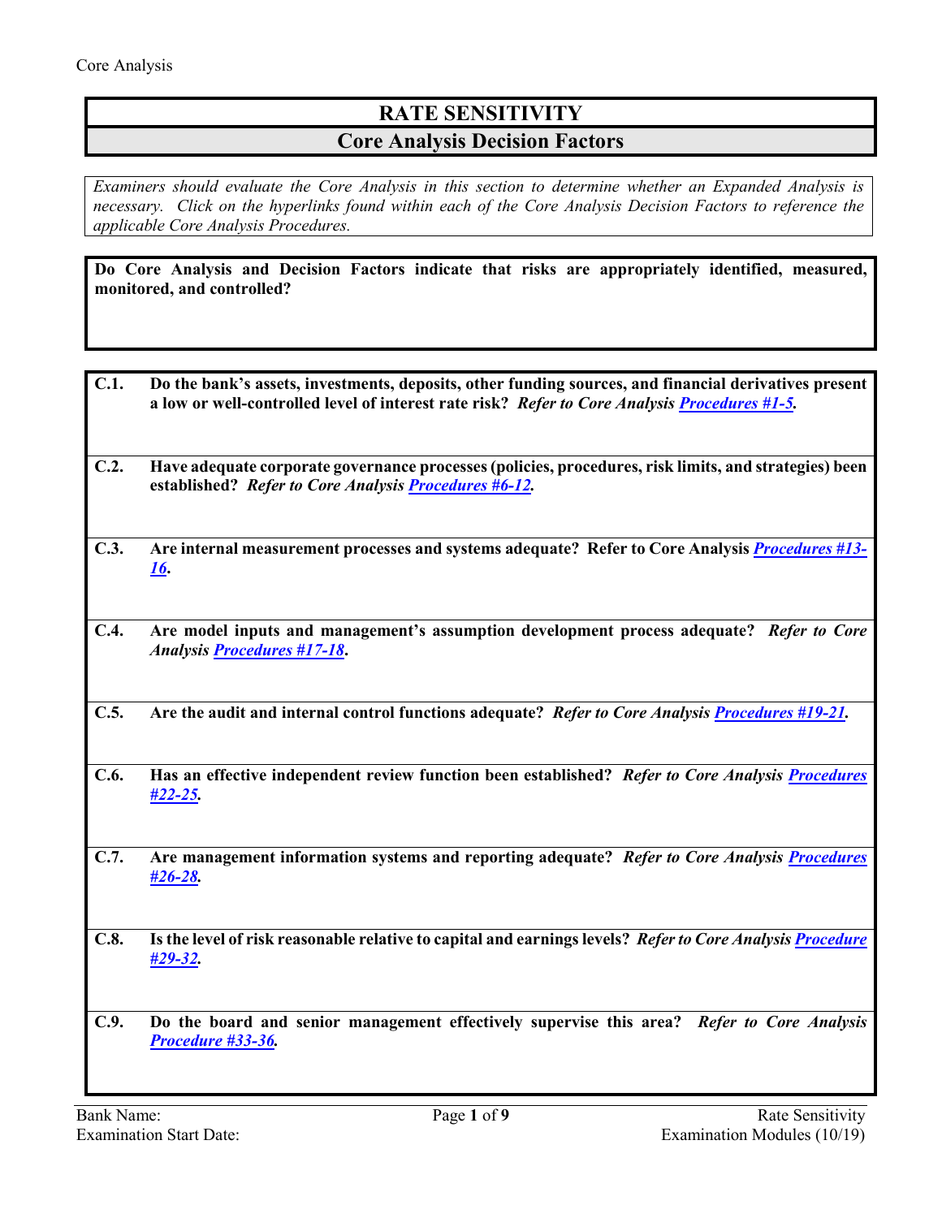# RATE SENSITIVITY

## Core Analysis Decision Factors

*Examiners should evaluate the Core Analysis in this section to determine whether an Expanded Analysis is necessary. Click on the hyperlinks found within each of the Core Analysis Decision Factors to reference the applicable Core Analysis Procedures.*

**Do Core Analysis and Decision Factors indicate that risks are appropriately identified, measured, monitored, and controlled?**

**C.1.** **Do the bank's assets, investments, deposits, other funding sources, and financial derivatives present a low or well-controlled level of interest rate risk?** ***Refer to Core Analysis Procedures #1-5.***

**C.2.** **Have adequate corporate governance processes (policies, procedures, risk limits, and strategies) been established?** ***Refer to Core Analysis Procedures #6-12.***

**C.3.** **Are internal measurement processes and systems adequate? Refer to Core Analysis *Procedures #13-16*.**

**C.4.** **Are model inputs and management's assumption development process adequate?** ***Refer to Core Analysis Procedures #17-18*****.**

**C.5.** **Are the audit and internal control functions adequate?** ***Refer to Core Analysis Procedures #19-21*****.**

**C.6.** **Has an effective independent review function been established?** ***Refer to Core Analysis Procedures #22-25.***

**C.7.** **Are management information systems and reporting adequate?** ***Refer to Core Analysis Procedures #26-28.***

**C.8.** **Is the level of risk reasonable relative to capital and earnings levels?** ***Refer to Core Analysis Procedure #29-32.***

**C.9.** **Do the board and senior management effectively supervise this area?** ***Refer to Core Analysis Procedure #33-36.***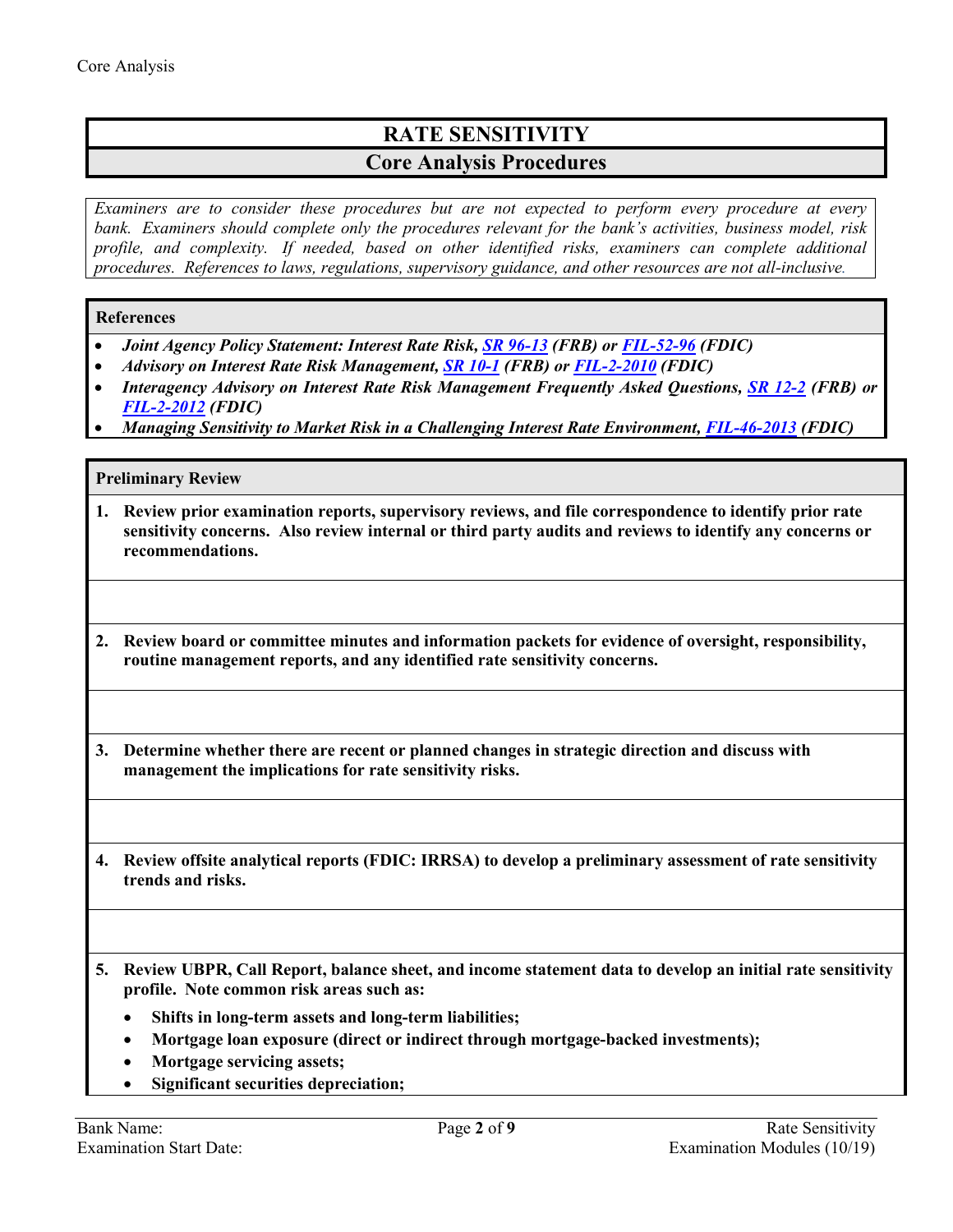# RATE SENSITIVITY

## Core Analysis Procedures

*Examiners are to consider these procedures but are not expected to perform every procedure at every bank. Examiners should complete only the procedures relevant for the bank's activities, business model, risk profile, and complexity. If needed, based on other identified risks, examiners can complete additional procedures. References to laws, regulations, supervisory guidance, and other resources are not all-inclusive.*

**References**

- ***Joint Agency Policy Statement: Interest Rate Risk, SR 96-13 (FRB) or FIL-52-96 (FDIC)***
- ***Advisory on Interest Rate Risk Management, SR 10-1 (FRB) or FIL-2-2010 (FDIC)***
- ***Interagency Advisory on Interest Rate Risk Management Frequently Asked Questions, SR 12-2 (FRB) or FIL-2-2012 (FDIC)***
- ***Managing Sensitivity to Market Risk in a Challenging Interest Rate Environment, FIL-46-2013 (FDIC)***

**Preliminary Review**

1. **Review prior examination reports, supervisory reviews, and file correspondence to identify prior rate sensitivity concerns. Also review internal or third party audits and reviews to identify any concerns or recommendations.**

2. **Review board or committee minutes and information packets for evidence of oversight, responsibility, routine management reports, and any identified rate sensitivity concerns.**

3. **Determine whether there are recent or planned changes in strategic direction and discuss with management the implications for rate sensitivity risks.**

4. **Review offsite analytical reports (FDIC: IRRSA) to develop a preliminary assessment of rate sensitivity trends and risks.**

5. **Review UBPR, Call Report, balance sheet, and income statement data to develop an initial rate sensitivity profile. Note common risk areas such as:**
   - **Shifts in long-term assets and long-term liabilities;**
   - **Mortgage loan exposure (direct or indirect through mortgage-backed investments);**
   - **Mortgage servicing assets;**
   - **Significant securities depreciation;**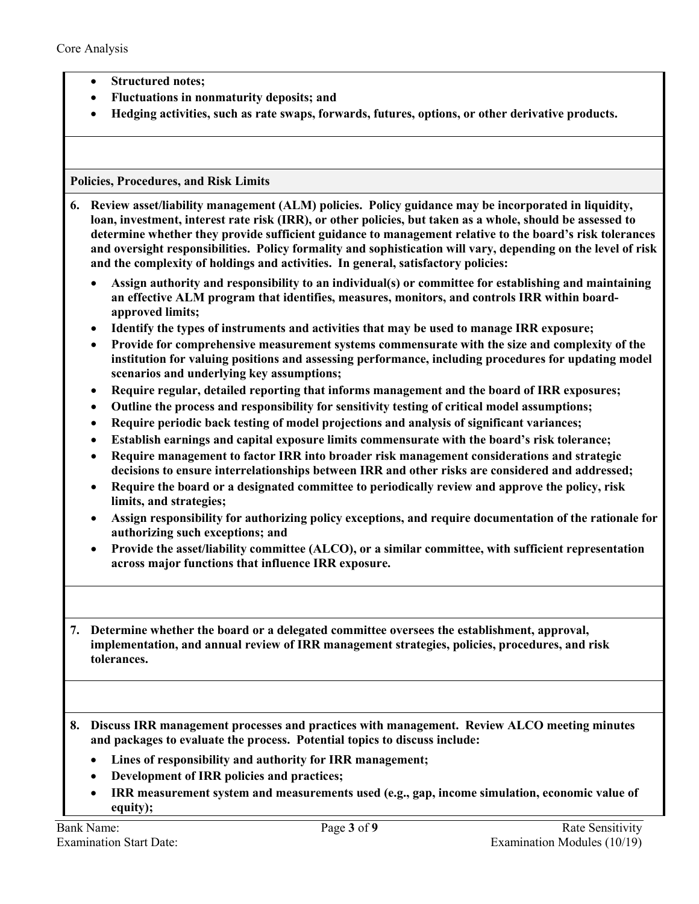- **Structured notes;**
- **Fluctuations in nonmaturity deposits; and**
- **Hedging activities, such as rate swaps, forwards, futures, options, or other derivative products.**

**Policies, Procedures, and Risk Limits**

6. **Review asset/liability management (ALM) policies. Policy guidance may be incorporated in liquidity, loan, investment, interest rate risk (IRR), or other policies, but taken as a whole, should be assessed to determine whether they provide sufficient guidance to management relative to the board's risk tolerances and oversight responsibilities. Policy formality and sophistication will vary, depending on the level of risk and the complexity of holdings and activities. In general, satisfactory policies:**
   - **Assign authority and responsibility to an individual(s) or committee for establishing and maintaining an effective ALM program that identifies, measures, monitors, and controls IRR within board-approved limits;**
   - **Identify the types of instruments and activities that may be used to manage IRR exposure;**
   - **Provide for comprehensive measurement systems commensurate with the size and complexity of the institution for valuing positions and assessing performance, including procedures for updating model scenarios and underlying key assumptions;**
   - **Require regular, detailed reporting that informs management and the board of IRR exposures;**
   - **Outline the process and responsibility for sensitivity testing of critical model assumptions;**
   - **Require periodic back testing of model projections and analysis of significant variances;**
   - **Establish earnings and capital exposure limits commensurate with the board's risk tolerance;**
   - **Require management to factor IRR into broader risk management considerations and strategic decisions to ensure interrelationships between IRR and other risks are considered and addressed;**
   - **Require the board or a designated committee to periodically review and approve the policy, risk limits, and strategies;**
   - **Assign responsibility for authorizing policy exceptions, and require documentation of the rationale for authorizing such exceptions; and**
   - **Provide the asset/liability committee (ALCO), or a similar committee, with sufficient representation across major functions that influence IRR exposure.**

7. **Determine whether the board or a delegated committee oversees the establishment, approval, implementation, and annual review of IRR management strategies, policies, procedures, and risk tolerances.**

8. **Discuss IRR management processes and practices with management. Review ALCO meeting minutes and packages to evaluate the process. Potential topics to discuss include:**
   - **Lines of responsibility and authority for IRR management;**
   - **Development of IRR policies and practices;**
   - **IRR measurement system and measurements used (e.g., gap, income simulation, economic value of equity);**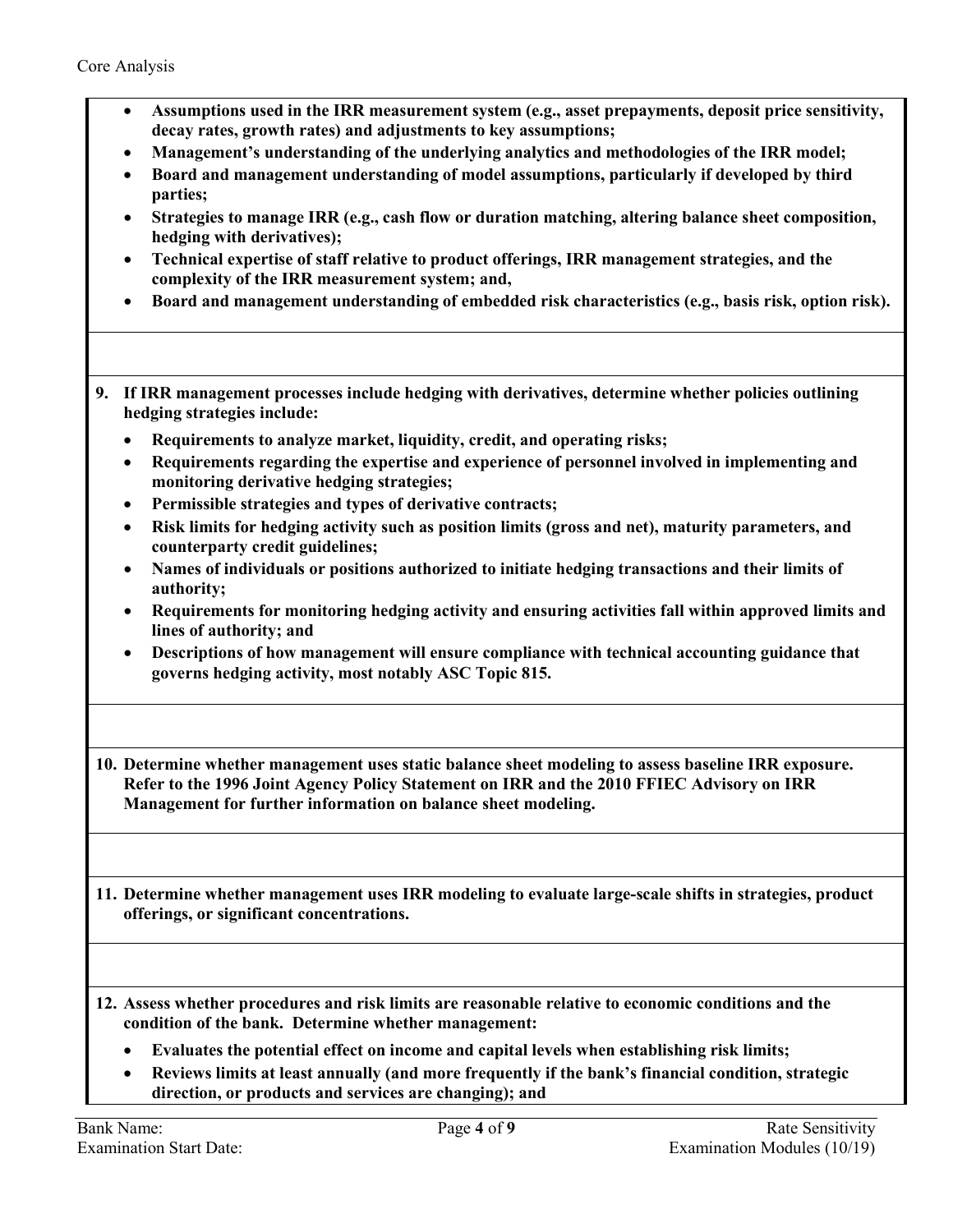- **Assumptions used in the IRR measurement system (e.g., asset prepayments, deposit price sensitivity, decay rates, growth rates) and adjustments to key assumptions;**
- **Management's understanding of the underlying analytics and methodologies of the IRR model;**
- **Board and management understanding of model assumptions, particularly if developed by third parties;**
- **Strategies to manage IRR (e.g., cash flow or duration matching, altering balance sheet composition, hedging with derivatives);**
- **Technical expertise of staff relative to product offerings, IRR management strategies, and the complexity of the IRR measurement system; and,**
- **Board and management understanding of embedded risk characteristics (e.g., basis risk, option risk).**

**9. If IRR management processes include hedging with derivatives, determine whether policies outlining hedging strategies include:**

- **Requirements to analyze market, liquidity, credit, and operating risks;**
- **Requirements regarding the expertise and experience of personnel involved in implementing and monitoring derivative hedging strategies;**
- **Permissible strategies and types of derivative contracts;**
- **Risk limits for hedging activity such as position limits (gross and net), maturity parameters, and counterparty credit guidelines;**
- **Names of individuals or positions authorized to initiate hedging transactions and their limits of authority;**
- **Requirements for monitoring hedging activity and ensuring activities fall within approved limits and lines of authority; and**
- **Descriptions of how management will ensure compliance with technical accounting guidance that governs hedging activity, most notably ASC Topic 815.**

**10. Determine whether management uses static balance sheet modeling to assess baseline IRR exposure. Refer to the 1996 Joint Agency Policy Statement on IRR and the 2010 FFIEC Advisory on IRR Management for further information on balance sheet modeling.**

**11. Determine whether management uses IRR modeling to evaluate large-scale shifts in strategies, product offerings, or significant concentrations.**

**12. Assess whether procedures and risk limits are reasonable relative to economic conditions and the condition of the bank. Determine whether management:**

- **Evaluates the potential effect on income and capital levels when establishing risk limits;**
- **Reviews limits at least annually (and more frequently if the bank's financial condition, strategic direction, or products and services are changing); and**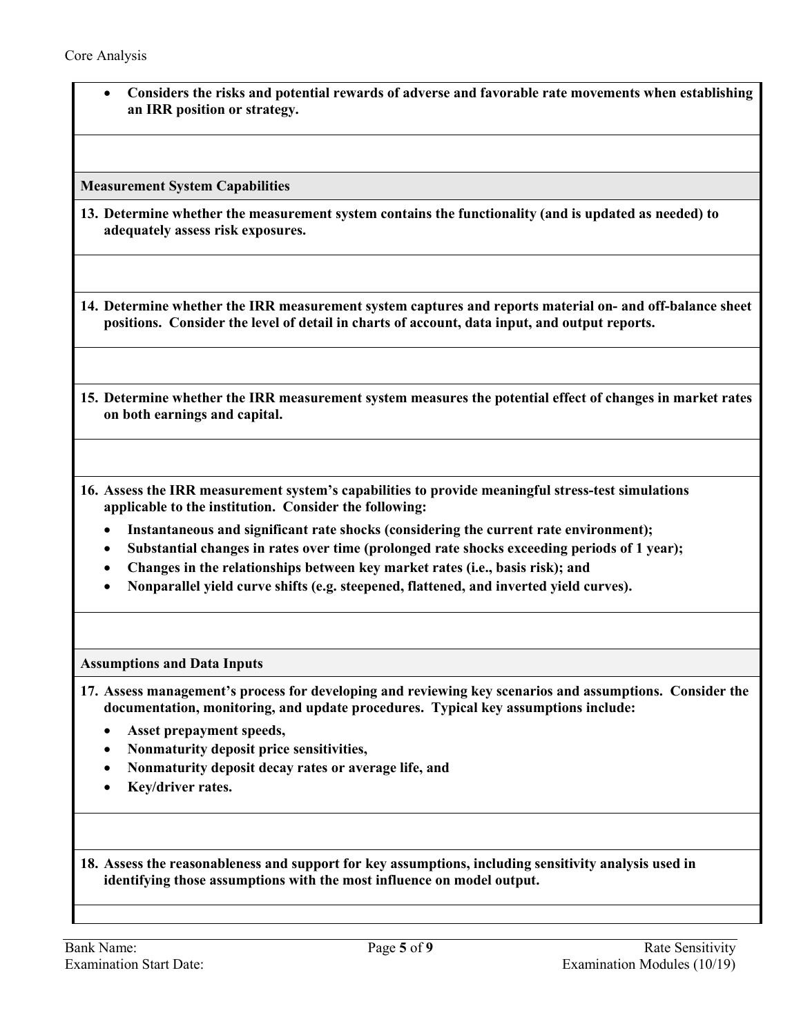- **Considers the risks and potential rewards of adverse and favorable rate movements when establishing an IRR position or strategy.**

**Measurement System Capabilities**

**13. Determine whether the measurement system contains the functionality (and is updated as needed) to adequately assess risk exposures.**

**14. Determine whether the IRR measurement system captures and reports material on- and off-balance sheet positions. Consider the level of detail in charts of account, data input, and output reports.**

**15. Determine whether the IRR measurement system measures the potential effect of changes in market rates on both earnings and capital.**

**16. Assess the IRR measurement system's capabilities to provide meaningful stress-test simulations applicable to the institution. Consider the following:**

- **Instantaneous and significant rate shocks (considering the current rate environment);**
- **Substantial changes in rates over time (prolonged rate shocks exceeding periods of 1 year);**
- **Changes in the relationships between key market rates (i.e., basis risk); and**
- **Nonparallel yield curve shifts (e.g. steepened, flattened, and inverted yield curves).**

**Assumptions and Data Inputs**

**17. Assess management's process for developing and reviewing key scenarios and assumptions. Consider the documentation, monitoring, and update procedures. Typical key assumptions include:**

- **Asset prepayment speeds,**
- **Nonmaturity deposit price sensitivities,**
- **Nonmaturity deposit decay rates or average life, and**
- **Key/driver rates.**

**18. Assess the reasonableness and support for key assumptions, including sensitivity analysis used in identifying those assumptions with the most influence on model output.**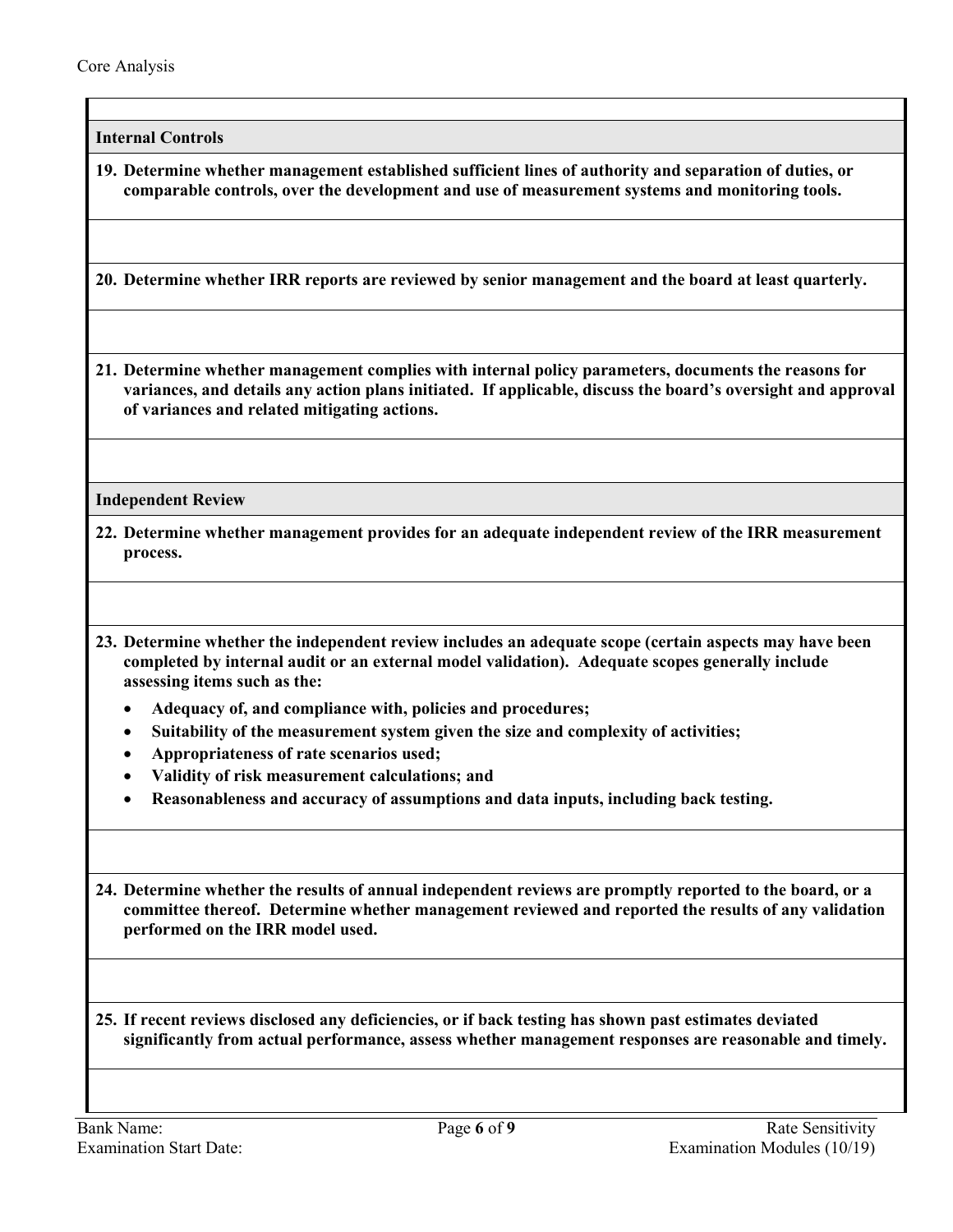**Internal Controls**

**19. Determine whether management established sufficient lines of authority and separation of duties, or comparable controls, over the development and use of measurement systems and monitoring tools.**

**20. Determine whether IRR reports are reviewed by senior management and the board at least quarterly.**

**21. Determine whether management complies with internal policy parameters, documents the reasons for variances, and details any action plans initiated. If applicable, discuss the board's oversight and approval of variances and related mitigating actions.**

**Independent Review**

**22. Determine whether management provides for an adequate independent review of the IRR measurement process.**

**23. Determine whether the independent review includes an adequate scope (certain aspects may have been completed by internal audit or an external model validation). Adequate scopes generally include assessing items such as the:**

- **Adequacy of, and compliance with, policies and procedures;**
- **Suitability of the measurement system given the size and complexity of activities;**
- **Appropriateness of rate scenarios used;**
- **Validity of risk measurement calculations; and**
- **Reasonableness and accuracy of assumptions and data inputs, including back testing.**

**24. Determine whether the results of annual independent reviews are promptly reported to the board, or a committee thereof. Determine whether management reviewed and reported the results of any validation performed on the IRR model used.**

**25. If recent reviews disclosed any deficiencies, or if back testing has shown past estimates deviated significantly from actual performance, assess whether management responses are reasonable and timely.**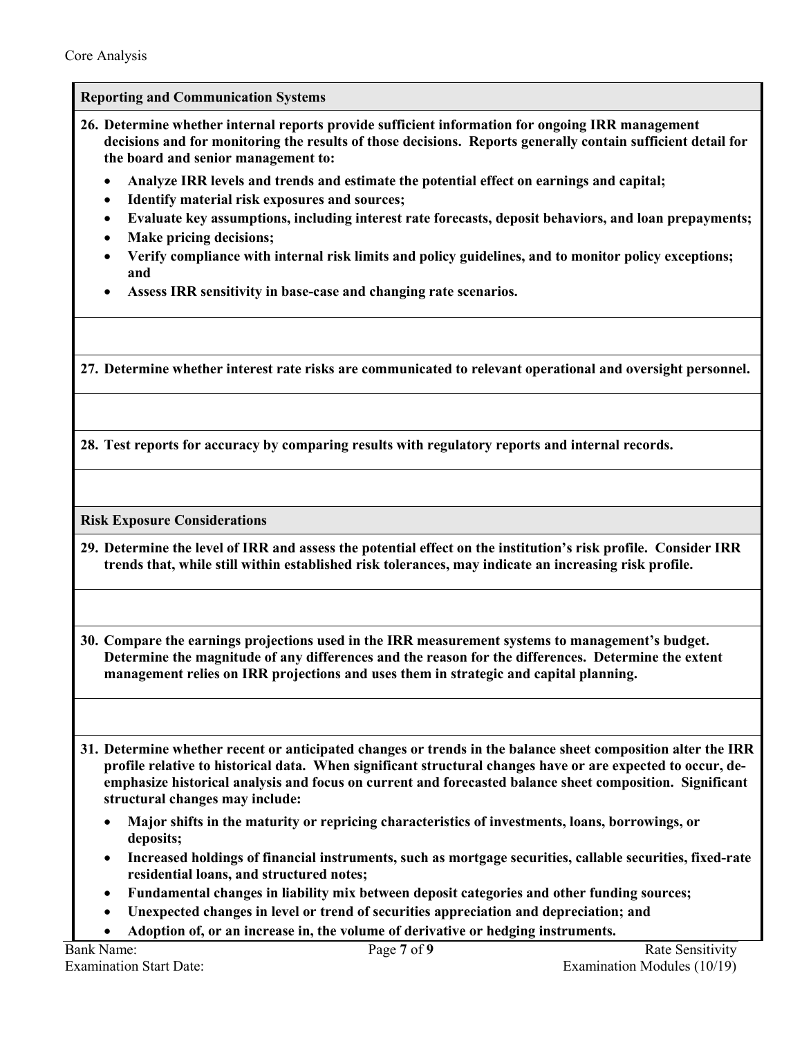### Reporting and Communication Systems

**26. Determine whether internal reports provide sufficient information for ongoing IRR management decisions and for monitoring the results of those decisions. Reports generally contain sufficient detail for the board and senior management to:**

- **Analyze IRR levels and trends and estimate the potential effect on earnings and capital;**
- **Identify material risk exposures and sources;**
- **Evaluate key assumptions, including interest rate forecasts, deposit behaviors, and loan prepayments;**
- **Make pricing decisions;**
- **Verify compliance with internal risk limits and policy guidelines, and to monitor policy exceptions; and**
- **Assess IRR sensitivity in base-case and changing rate scenarios.**

**27. Determine whether interest rate risks are communicated to relevant operational and oversight personnel.**

**28. Test reports for accuracy by comparing results with regulatory reports and internal records.**

### Risk Exposure Considerations

**29. Determine the level of IRR and assess the potential effect on the institution's risk profile. Consider IRR trends that, while still within established risk tolerances, may indicate an increasing risk profile.**

**30. Compare the earnings projections used in the IRR measurement systems to management's budget. Determine the magnitude of any differences and the reason for the differences. Determine the extent management relies on IRR projections and uses them in strategic and capital planning.**

**31. Determine whether recent or anticipated changes or trends in the balance sheet composition alter the IRR profile relative to historical data. When significant structural changes have or are expected to occur, de-emphasize historical analysis and focus on current and forecasted balance sheet composition. Significant structural changes may include:**

- **Major shifts in the maturity or repricing characteristics of investments, loans, borrowings, or deposits;**
- **Increased holdings of financial instruments, such as mortgage securities, callable securities, fixed-rate residential loans, and structured notes;**
- **Fundamental changes in liability mix between deposit categories and other funding sources;**
- **Unexpected changes in level or trend of securities appreciation and depreciation; and**
- **Adoption of, or an increase in, the volume of derivative or hedging instruments.**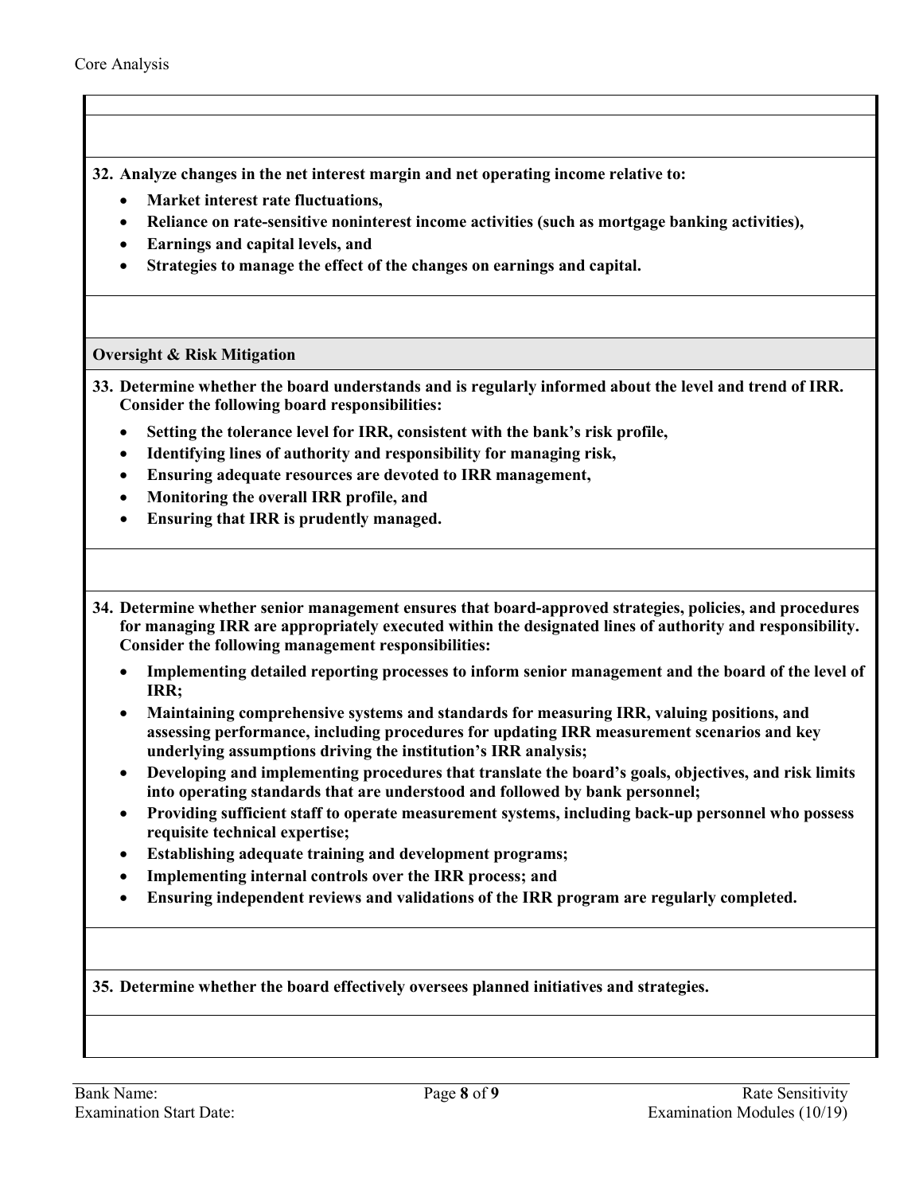**32. Analyze changes in the net interest margin and net operating income relative to:**

- **Market interest rate fluctuations,**
- **Reliance on rate-sensitive noninterest income activities (such as mortgage banking activities),**
- **Earnings and capital levels, and**
- **Strategies to manage the effect of the changes on earnings and capital.**

**Oversight & Risk Mitigation**

**33. Determine whether the board understands and is regularly informed about the level and trend of IRR. Consider the following board responsibilities:**

- **Setting the tolerance level for IRR, consistent with the bank's risk profile,**
- **Identifying lines of authority and responsibility for managing risk,**
- **Ensuring adequate resources are devoted to IRR management,**
- **Monitoring the overall IRR profile, and**
- **Ensuring that IRR is prudently managed.**

**34. Determine whether senior management ensures that board-approved strategies, policies, and procedures for managing IRR are appropriately executed within the designated lines of authority and responsibility. Consider the following management responsibilities:**

- **Implementing detailed reporting processes to inform senior management and the board of the level of IRR;**
- **Maintaining comprehensive systems and standards for measuring IRR, valuing positions, and assessing performance, including procedures for updating IRR measurement scenarios and key underlying assumptions driving the institution's IRR analysis;**
- **Developing and implementing procedures that translate the board's goals, objectives, and risk limits into operating standards that are understood and followed by bank personnel;**
- **Providing sufficient staff to operate measurement systems, including back-up personnel who possess requisite technical expertise;**
- **Establishing adequate training and development programs;**
- **Implementing internal controls over the IRR process; and**
- **Ensuring independent reviews and validations of the IRR program are regularly completed.**

**35. Determine whether the board effectively oversees planned initiatives and strategies.**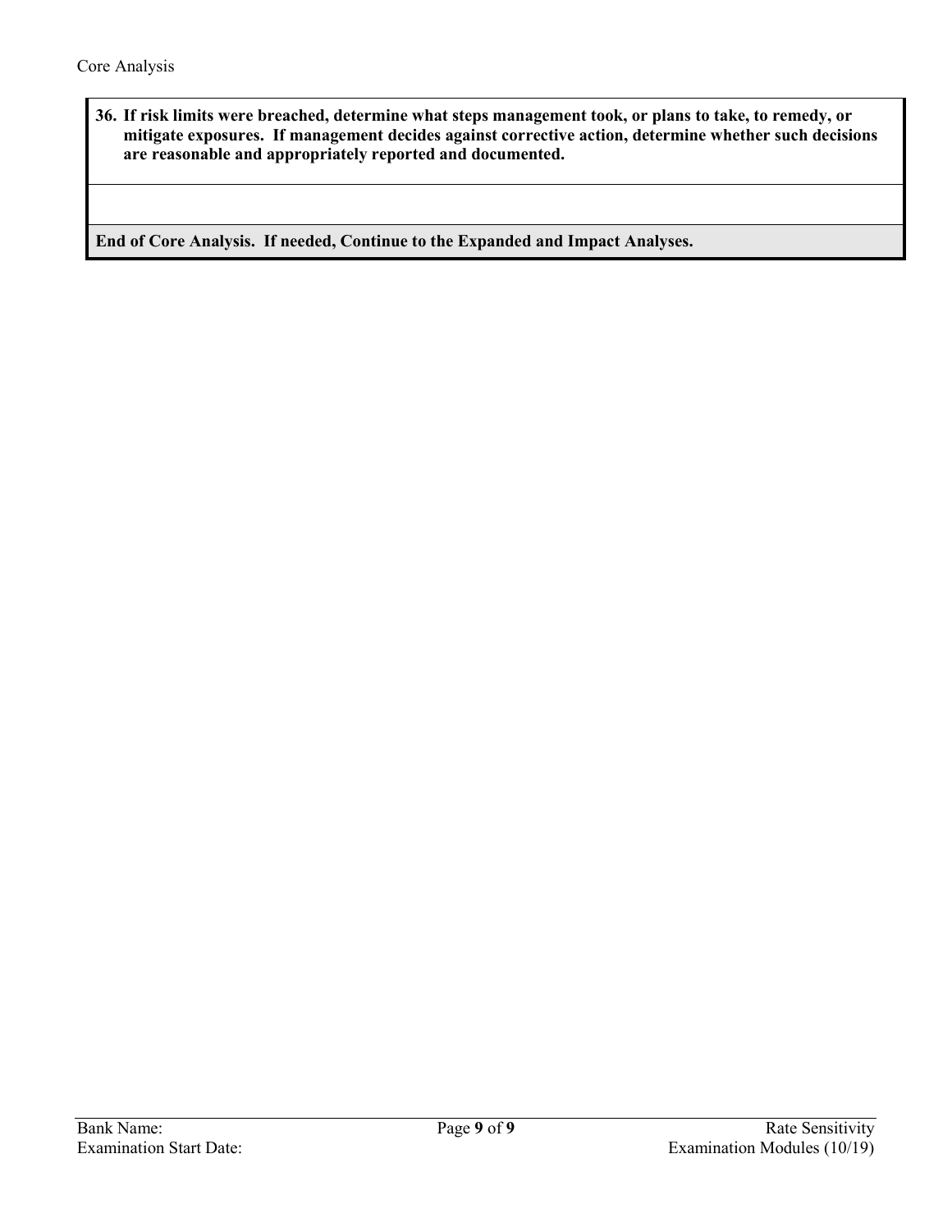**36. If risk limits were breached, determine what steps management took, or plans to take, to remedy, or mitigate exposures. If management decides against corrective action, determine whether such decisions are reasonable and appropriately reported and documented.**

**End of Core Analysis. If needed, Continue to the Expanded and Impact Analyses.**